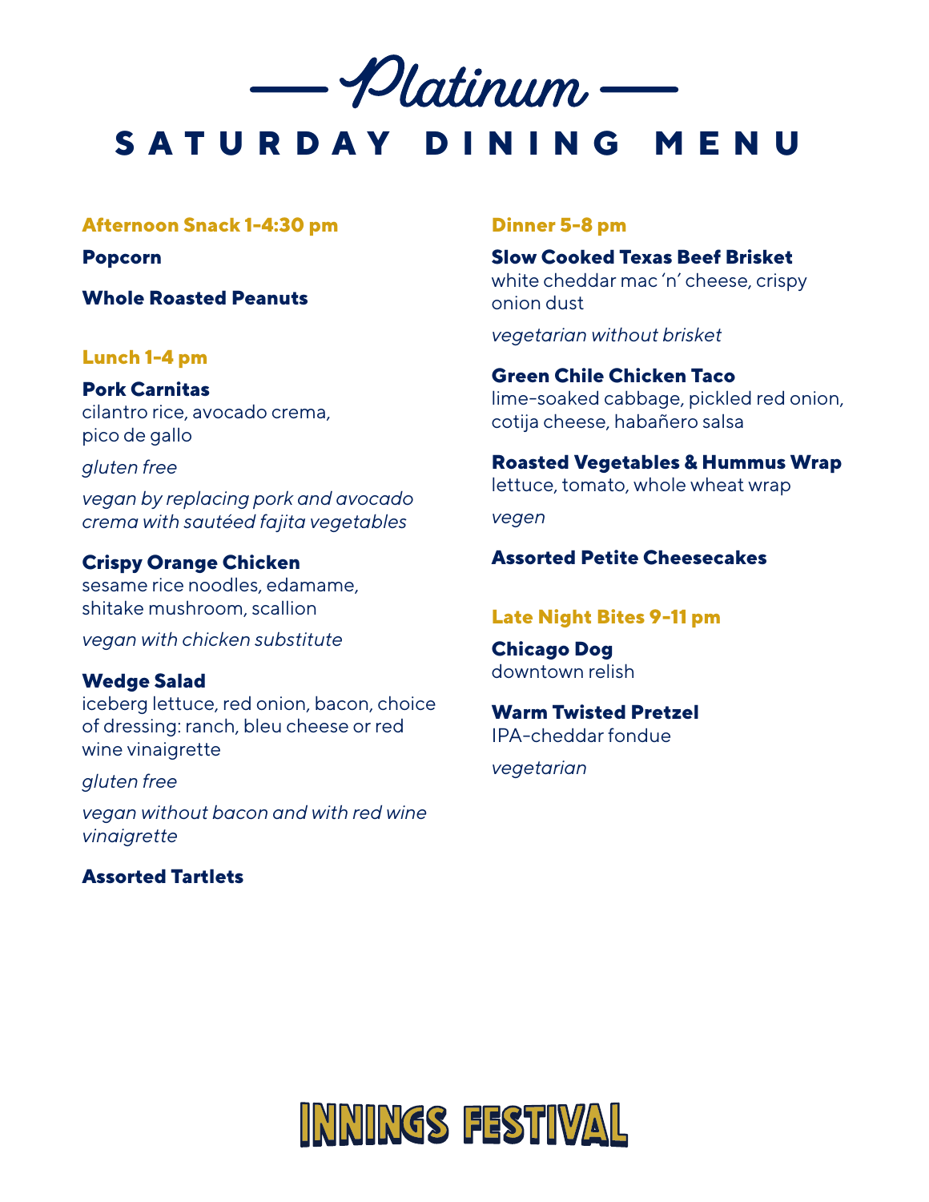# Platinum

## SATURDAY DINING MENU

### Afternoon Snack 1-4:30 pm

**Popcorn**

**Whole Roasted Peanuts**

### Lunch 1-4 pm

**Pork Carnitas**
cilantro rice, avocado crema, pico de gallo

*gluten free*

*vegan by replacing pork and avocado crema with sautéed fajita vegetables*

**Crispy Orange Chicken**
sesame rice noodles, edamame, shitake mushroom, scallion

*vegan with chicken substitute*

**Wedge Salad**
iceberg lettuce, red onion, bacon, choice of dressing: ranch, bleu cheese or red wine vinaigrette

*gluten free*

*vegan without bacon and with red wine vinaigrette*

**Assorted Tartlets**

### Dinner 5-8 pm

**Slow Cooked Texas Beef Brisket**
white cheddar mac 'n' cheese, crispy onion dust

*vegetarian without brisket*

**Green Chile Chicken Taco**
lime-soaked cabbage, pickled red onion, cotija cheese, habañero salsa

**Roasted Vegetables & Hummus Wrap**
lettuce, tomato, whole wheat wrap

*vegen*

**Assorted Petite Cheesecakes**

### Late Night Bites 9-11 pm

**Chicago Dog**
downtown relish

**Warm Twisted Pretzel**
IPA-cheddar fondue

*vegetarian*

INNINGS FESTIVAL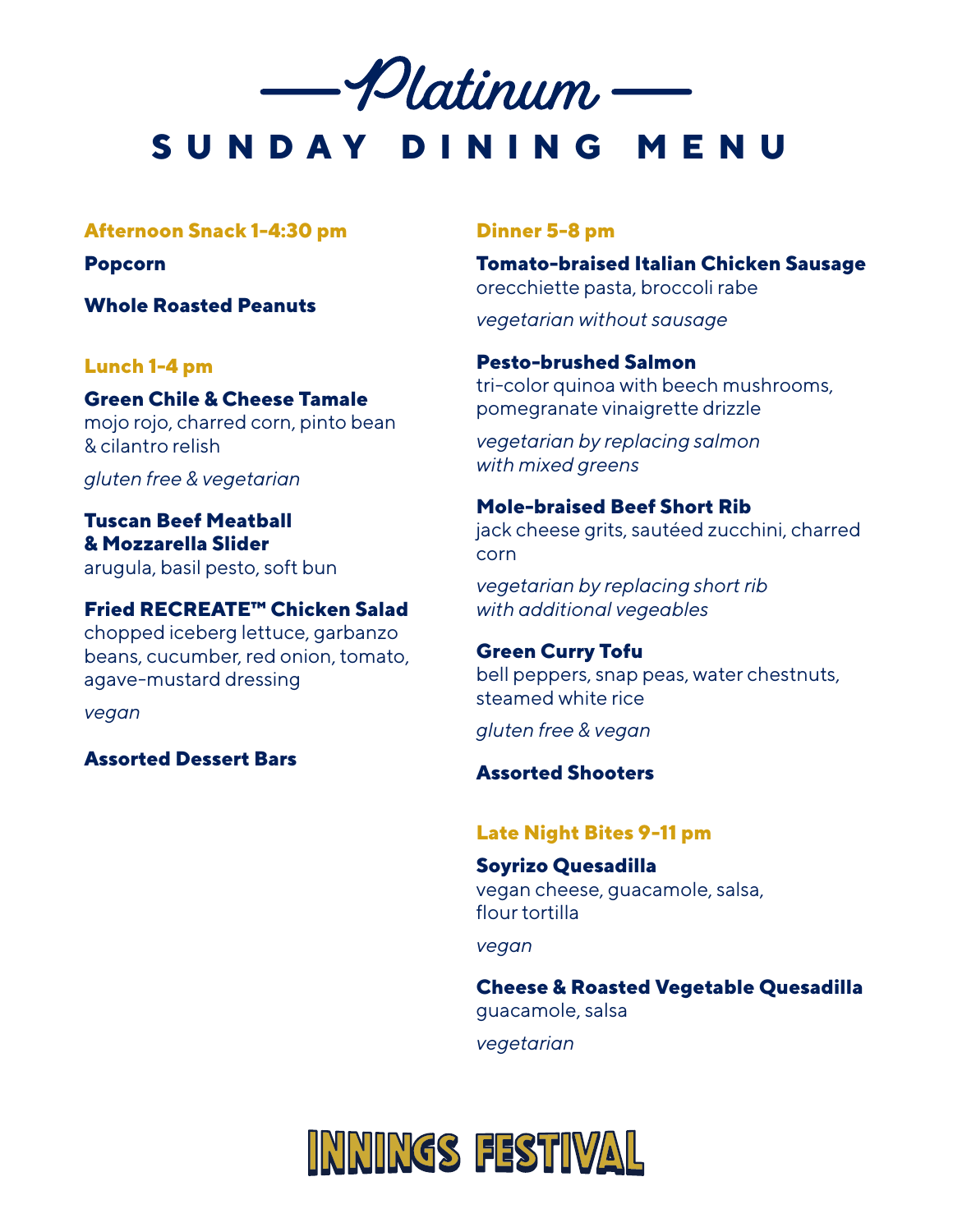# Platinum

## SUNDAY DINING MENU

### Afternoon Snack 1-4:30 pm

**Popcorn**

**Whole Roasted Peanuts**

### Lunch 1-4 pm

**Green Chile & Cheese Tamale**
mojo rojo, charred corn, pinto bean & cilantro relish

*gluten free & vegetarian*

**Tuscan Beef Meatball & Mozzarella Slider**
arugula, basil pesto, soft bun

**Fried RECREATE™ Chicken Salad**
chopped iceberg lettuce, garbanzo beans, cucumber, red onion, tomato, agave-mustard dressing

*vegan*

**Assorted Dessert Bars**

### Dinner 5-8 pm

**Tomato-braised Italian Chicken Sausage**
orecchiette pasta, broccoli rabe

*vegetarian without sausage*

**Pesto-brushed Salmon**
tri-color quinoa with beech mushrooms, pomegranate vinaigrette drizzle

*vegetarian by replacing salmon with mixed greens*

**Mole-braised Beef Short Rib**
jack cheese grits, sautéed zucchini, charred corn

*vegetarian by replacing short rib with additional vegeables*

**Green Curry Tofu**
bell peppers, snap peas, water chestnuts, steamed white rice

*gluten free & vegan*

**Assorted Shooters**

### Late Night Bites 9-11 pm

**Soyrizo Quesadilla**
vegan cheese, guacamole, salsa, flour tortilla

*vegan*

**Cheese & Roasted Vegetable Quesadilla**
guacamole, salsa

*vegetarian*

INNINGS FESTIVAL